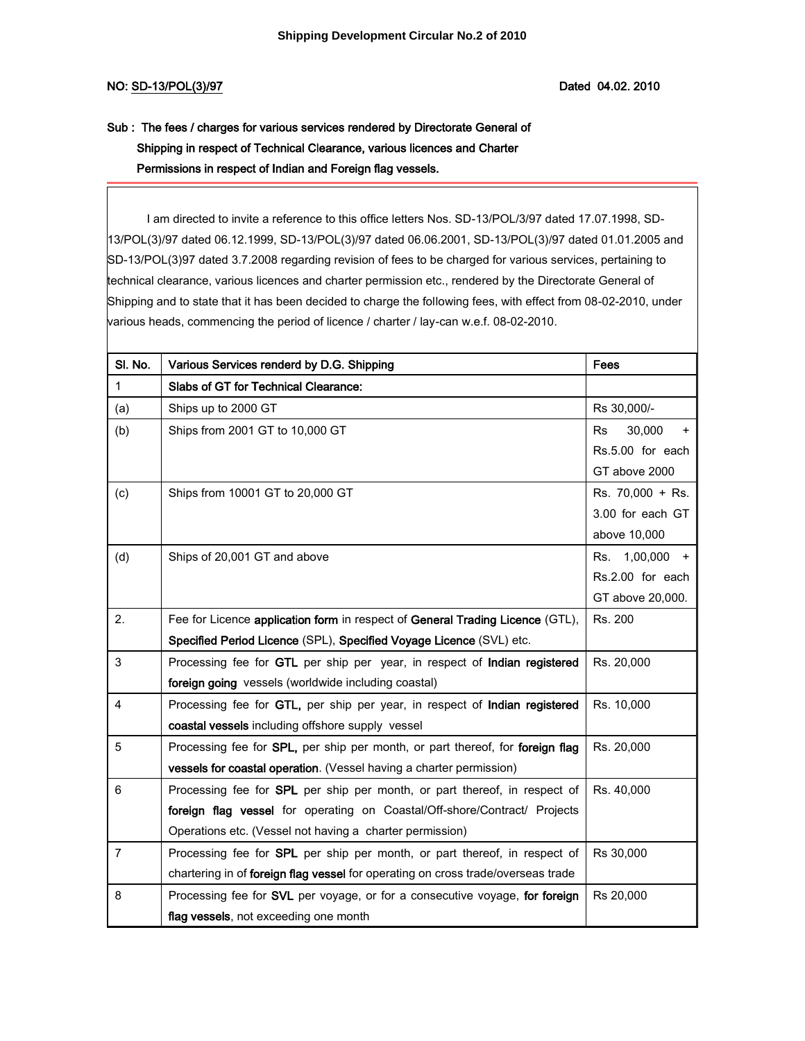# Shipping Development Circular No.2 of 2010

**NO: SD-13/POL(3)/97** **Dated 04.02. 2010**

**Sub : The fees / charges for various services rendered by Directorate General of Shipping in respect of Technical Clearance, various licences and Charter Permissions in respect of Indian and Foreign flag vessels.**

I am directed to invite a reference to this office letters Nos. SD-13/POL/3/97 dated 17.07.1998, SD-13/POL(3)/97 dated 06.12.1999, SD-13/POL(3)/97 dated 06.06.2001, SD-13/POL(3)/97 dated 01.01.2005 and SD-13/POL(3)97 dated 3.7.2008 regarding revision of fees to be charged for various services, pertaining to technical clearance, various licences and charter permission etc., rendered by the Directorate General of Shipping and to state that it has been decided to charge the following fees, with effect from 08-02-2010, under various heads, commencing the period of licence / charter / lay-can w.e.f. 08-02-2010.

| Sl. No. | Various Services renderd by D.G. Shipping | Fees |
|---|---|---|
| 1 | **Slabs of GT for Technical Clearance:** | |
| (a) | Ships up to 2000 GT | Rs 30,000/- |
| (b) | Ships from 2001 GT to 10,000 GT | Rs 30,000 + Rs.5.00 for each GT above 2000 |
| (c) | Ships from 10001 GT to 20,000 GT | Rs. 70,000 + Rs. 3.00 for each GT above 10,000 |
| (d) | Ships of 20,001 GT and above | Rs. 1,00,000 + Rs.2.00 for each GT above 20,000. |
| 2. | Fee for Licence **application form** in respect of **General Trading Licence** (GTL), **Specified Period Licence** (SPL), **Specified Voyage Licence** (SVL) etc. | Rs. 200 |
| 3 | Processing fee for **GTL** per ship per year, in respect of **Indian registered foreign going** vessels (worldwide including coastal) | Rs. 20,000 |
| 4 | Processing fee for **GTL,** per ship per year, in respect of **Indian registered coastal vessels** including offshore supply vessel | Rs. 10,000 |
| 5 | Processing fee for **SPL,** per ship per month, or part thereof, for **foreign flag vessels for coastal operation**. (Vessel having a charter permission) | Rs. 20,000 |
| 6 | Processing fee for **SPL** per ship per month, or part thereof, in respect of **foreign flag vessel** for operating on Coastal/Off-shore/Contract/ Projects Operations etc. (Vessel not having a charter permission) | Rs. 40,000 |
| 7 | Processing fee for **SPL** per ship per month, or part thereof, in respect of chartering in of **foreign flag vessel** for operating on cross trade/overseas trade | Rs 30,000 |
| 8 | Processing fee for **SVL** per voyage, or for a consecutive voyage, **for foreign flag vessels**, not exceeding one month | Rs 20,000 |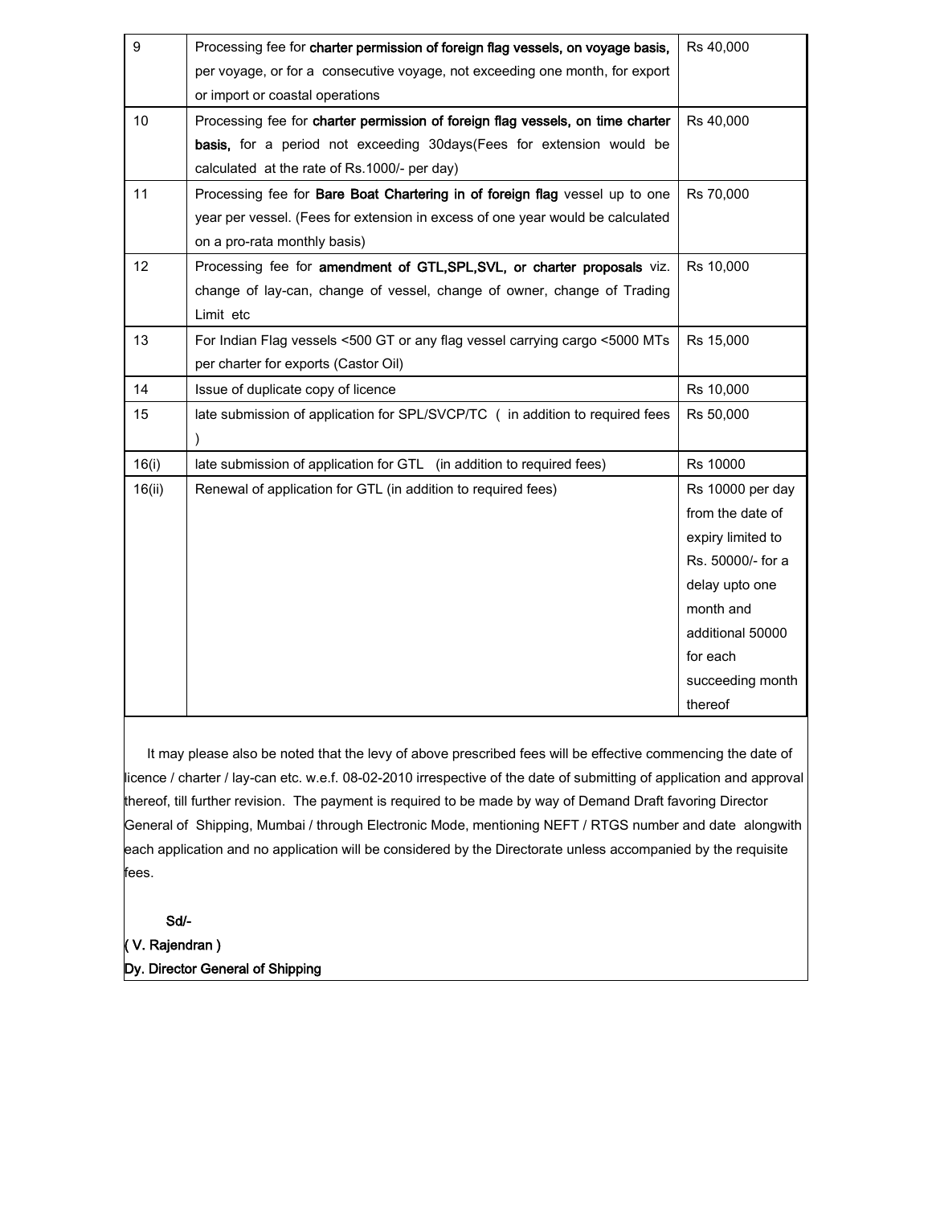| | | |
|---|---|---|
| 9 | Processing fee for **charter permission of foreign flag vessels, on voyage basis,** per voyage, or for a consecutive voyage, not exceeding one month, for export or import or coastal operations | Rs 40,000 |
| 10 | Processing fee for **charter permission of foreign flag vessels, on time charter basis,** for a period not exceeding 30days(Fees for extension would be calculated at the rate of Rs.1000/- per day) | Rs 40,000 |
| 11 | Processing fee for **Bare Boat Chartering in of foreign flag** vessel up to one year per vessel. (Fees for extension in excess of one year would be calculated on a pro-rata monthly basis) | Rs 70,000 |
| 12 | Processing fee for **amendment of GTL,SPL,SVL, or charter proposals** viz. change of lay-can, change of vessel, change of owner, change of Trading Limit etc | Rs 10,000 |
| 13 | For Indian Flag vessels <500 GT or any flag vessel carrying cargo <5000 MTs per charter for exports (Castor Oil) | Rs 15,000 |
| 14 | Issue of duplicate copy of licence | Rs 10,000 |
| 15 | late submission of application for SPL/SVCP/TC ( in addition to required fees ) | Rs 50,000 |
| 16(i) | late submission of application for GTL (in addition to required fees) | Rs 10000 |
| 16(ii) | Renewal of application for GTL (in addition to required fees) | Rs 10000 per day from the date of expiry limited to Rs. 50000/- for a delay upto one month and additional 50000 for each succeeding month thereof |

It may please also be noted that the levy of above prescribed fees will be effective commencing the date of licence / charter / lay-can etc. w.e.f. 08-02-2010 irrespective of the date of submitting of application and approval thereof, till further revision. The payment is required to be made by way of Demand Draft favoring Director General of Shipping, Mumbai / through Electronic Mode, mentioning NEFT / RTGS number and date alongwith each application and no application will be considered by the Directorate unless accompanied by the requisite fees.

**Sd/-**

**( V. Rajendran )**

**Dy. Director General of Shipping**